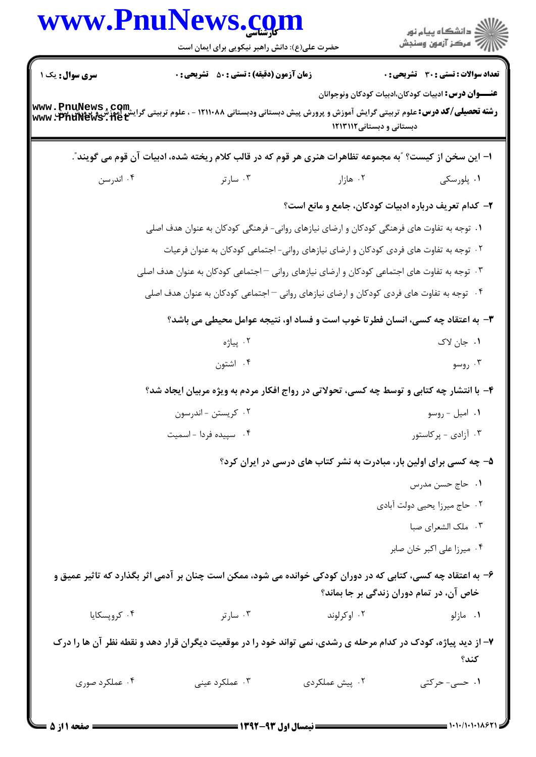**سری سوال:** یک ۱

**زمان آزمون (دقیقه) : تستی : ۵۰ تشریحی : ۰**

**تعداد سوالات : تستی : ۳۰ تشریحی : ۰**

**عنـــوان درس:** ادبیات کودکان،ادبیات کودکان ونوجوانان

**رشته تحصیلی/کد درس:** علوم تربیتی گرایش آموزش و پرورش پیش دبستانی ودبستانی ۱۲۱۱۰۸۸ - ، علوم تربیتی گرایش آموزش و پرورش پیش دبستانی و دبستانی۱۲۱۳۱۱۲

۱- این سخن از کیست؟ "به مجموعه تظاهرات هنری هر قوم که در قالب کلام ریخته شده، ادبیات آن قوم می گویند".

۱. پلورسکی
۲. هازار
۳. سارتر
۴. اندرسن

۲- کدام تعریف درباره ادبیات کودکان، جامع و مانع است؟

۱. توجه به تفاوت های فرهنگی کودکان و ارضای نیازهای روانی- فرهنگی کودکان به عنوان هدف اصلی
۲. توجه به تفاوت های فردی کودکان و ارضای نیازهای روانی- اجتماعی کودکان به عنوان فرعیات
۳. توجه به تفاوت های اجتماعی کودکان و ارضای نیازهای روانی –اجتماعی کودکان به عنوان هدف اصلی
۴. توجه به تفاوت های فردی کودکان و ارضای نیازهای روانی –اجتماعی کودکان به عنوان هدف اصلی

۳- به اعتقاد چه کسی، انسان فطرتا خوب است و فساد او، نتیجه عوامل محیطی می باشد؟

۱. جان لاک
۲. پیاژه
۳. روسو
۴. اشتون

۴- با انتشار چه کتابی و توسط چه کسی، تحولاتی در رواج افکار مردم به ویژه مربیان ایجاد شد؟

۱. امیل - روسو
۲. کریستن - اندرسون
۳. آزادی - پرکاستور
۴. سپیده فردا - اسمیت

۵- چه کسی برای اولین بار، مبادرت به نشر کتاب های درسی در ایران کرد؟

۱. حاج حسن مدرس
۲. حاج میرزا یحیی دولت آبادی
۳. ملک الشعرای صبا
۴. میرزا علی اکبر خان صابر

۶- به اعتقاد چه کسی، کتابی که در دوران کودکی خوانده می شود، ممکن است چنان بر آدمی اثر بگذارد که تاثیر عمیق و خاص آن، در تمام دوران زندگی بر جا بماند؟

۱. مازلو
۲. اوکرلوند
۳. سارتر
۴. کروپسکایا

۷- از دید پیاژه، کودک در کدام مرحله ی رشدی، نمی تواند خود را در موقعیت دیگران قرار دهد و نقطه نظر آن ها را درک کند؟

۱. حسی- حرکتی
۲. پیش عملکردی
۳. عملکرد عینی
۴. عملکرد صوری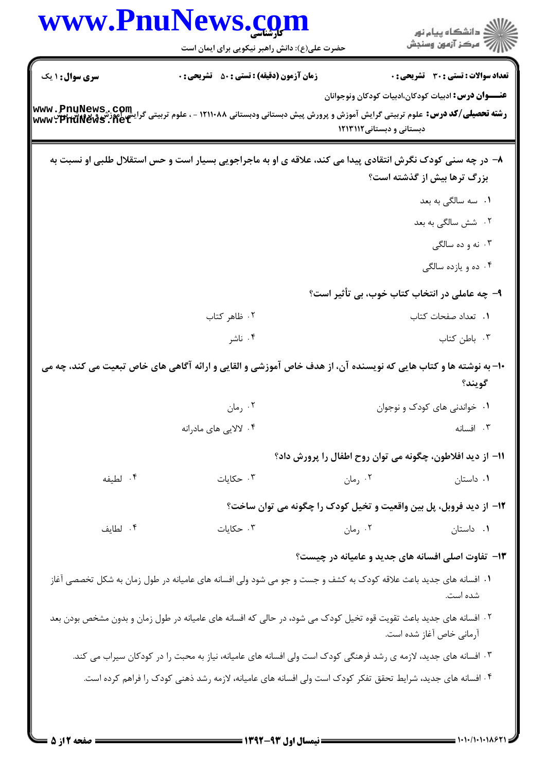**سری سوال:** ۱ یک | **زمان آزمون (دقیقه) : تستی :** ۵۰ **تشریحی :** ۰ | **تعداد سوالات : تستی :** ۳۰ **تشریحی :** ۰

**عنـــوان درس:** ادبیات کودکان،ادبیات کودکان ونوجوانان

**رشته تحصیلی/کد درس:** علوم تربیتی گرایش آموزش و پرورش پیش دبستانی ودبستانی ۱۲۱۱۰۸۸ - ، علوم تربیتی گرایش آموزش و پرورش پیش دبستانی و دبستانی۱۲۱۳۱۱۲

۸- در چه سنی کودک نگرش انتقادی پیدا می کند، علاقه ی او به ماجراجویی بسیار است و حس استقلال طلبی او نسبت به بزرگ ترها بیش از گذشته است؟

۱. سه سالگی به بعد

۲. شش سالگی به بعد

۳. نه و ده سالگی

۴. ده و یازده سالگی

۹- چه عاملی در انتخاب کتاب خوب، بی تأثیر است؟

۱. تعداد صفحات کتاب

۲. ظاهر کتاب

۳. باطن کتاب

۴. ناشر

۱۰- به نوشته ها و کتاب هایی که نویسنده آن، از هدف خاص آموزشی و القایی و ارائه آگاهی های خاص تبعیت می کند، چه می گویند؟

۱. خواندنی های کودک و نوجوان

۲. رمان

۳. افسانه

۴. لالایی های مادرانه

۱۱- از دید افلاطون، چگونه می توان روح اطفال را پرورش داد؟

۱. داستان

۲. رمان

۳. حکایات

۴. لطیفه

۱۲- از دید فروبل، پل بین واقعیت و تخیل کودک را چگونه می توان ساخت؟

۱. داستان

۲. رمان

۳. حکایات

۴. لطایف

۱۳- تفاوت اصلی افسانه های جدید و عامیانه در چیست؟

۱. افسانه های جدید باعث علاقه کودک به کشف و جست و جو می شود ولی افسانه های عامیانه در طول زمان به شکل تخصصی آغاز شده است.

۲. افسانه های جدید باعث تقویت قوه تخیل کودک می شود، در حالی که افسانه های عامیانه در طول زمان و بدون مشخص بودن بعد آرمانی خاص آغاز شده است.

۳. افسانه های جدید، لازمه ی رشد فرهنگی کودک است ولی افسانه های عامیانه، نیاز به محبت را در کودکان سیراب می کند.

۴. افسانه های جدید، شرایط تحقق تفکر کودک است ولی افسانه های عامیانه، لازمه رشد ذهنی کودک را فراهم کرده است.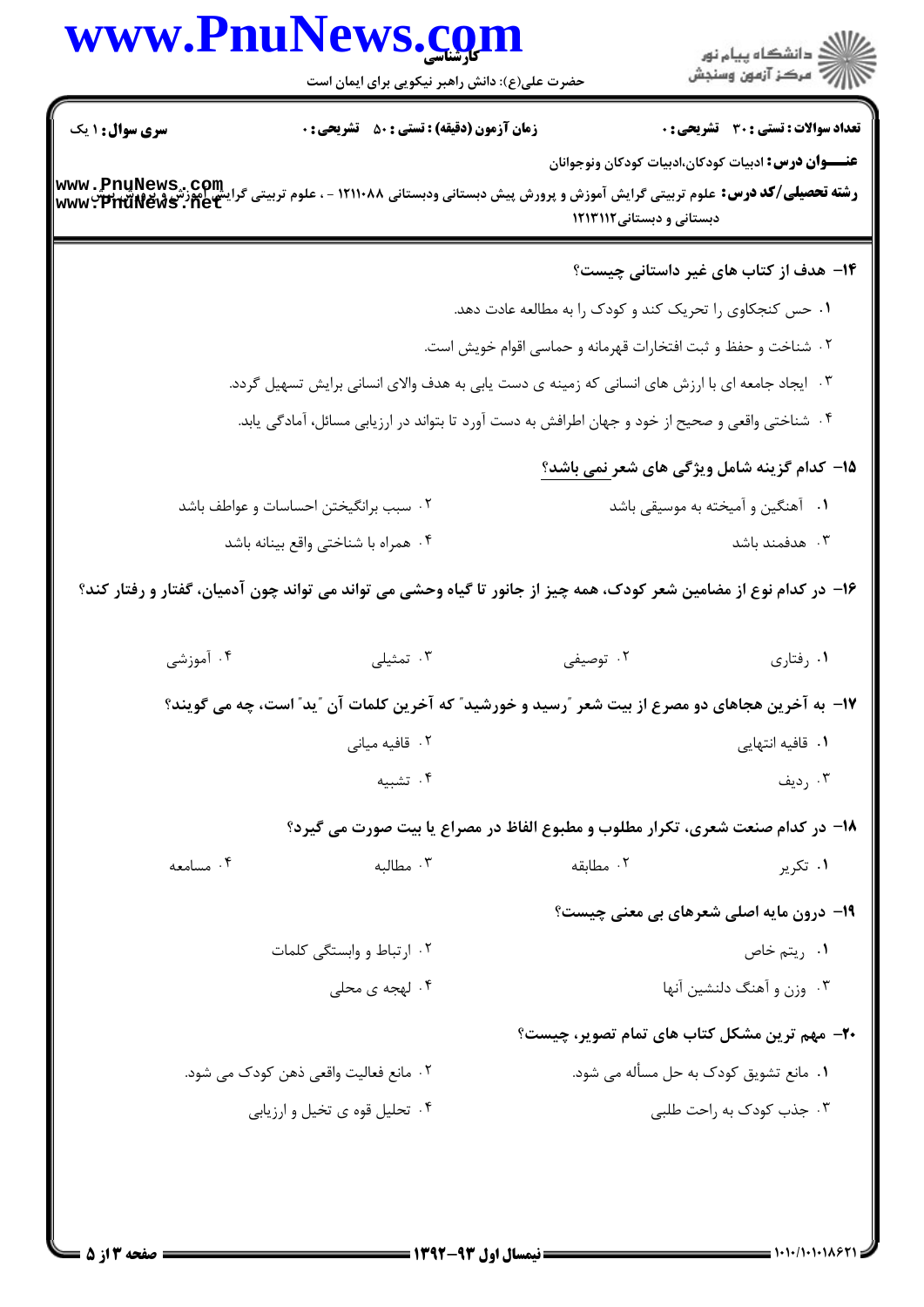**سری سوال:** ۱ یک

**زمان آزمون (دقیقه) : تستی : ۵۰ تشریحی : ۰**

**تعداد سوالات : تستی : ۳۰ تشریحی : ۰**

**عنـــوان درس :** ادبیات کودکان،ادبیات کودکان ونوجوانان

**رشته تحصیلی/کد درس :** علوم تربیتی گرایش آموزش و پرورش پیش دبستانی ودبستانی ۱۲۱۱۰۸۸ - ، علوم تربیتی گرایش آموزش و پرورش پیش دبستانی و دبستانی۱۲۱۳۱۱۲

**۱۴- هدف از کتاب های غیر داستانی چیست؟**

۱. حس کنجکاوی را تحریک کند و کودک را به مطالعه عادت دهد.

۲. شناخت و حفظ و ثبت افتخارات قهرمانه و حماسی اقوام خویش است.

۳. ایجاد جامعه ای با ارزش های انسانی که زمینه ی دست یابی به هدف والای انسانی برایش تسهیل گردد.

۴. شناختی واقعی و صحیح از خود و جهان اطرافش به دست آورد تا بتواند در ارزیابی مسائل، آمادگی یابد.

**۱۵- کدام گزینه شامل ویژگی های شعر نمی باشد؟**

۱. آهنگین و آمیخته به موسیقی باشد

۲. سبب برانگیختن احساسات و عواطف باشد

۳. هدفمند باشد

۴. همراه با شناختی واقع بینانه باشد

**۱۶- در کدام نوع از مضامین شعر کودک، همه چیز از جانور تا گیاه وحشی می تواند می تواند چون آدمیان، گفتار و رفتار کند؟**

۱. رفتاری

۲. توصیفی

۳. تمثیلی

۴. آموزشی

**۱۷- به آخرین هجاهای دو مصرع از بیت شعر "رسید و خورشید" که آخرین کلمات آن "ید" است، چه می گویند؟**

۱. قافیه انتهایی

۲. قافیه میانی

۳. ردیف

۴. تشبیه

**۱۸- در کدام صنعت شعری، تکرار مطلوب و مطبوع الفاظ در مصراع یا بیت صورت می گیرد؟**

۱. تکریر

۲. مطابقه

۳. مطالبه

۴. مسامعه

**۱۹- درون مایه اصلی شعرهای بی معنی چیست؟**

۱. ریتم خاص

۲. ارتباط و وابستگی کلمات

۳. وزن و آهنگ دلنشین آنها

۴. لهجه ی محلی

**۲۰- مهم ترین مشکل کتاب های تمام تصویر، چیست؟**

۱. مانع تشویق کودک به حل مسأله می شود.

۲. مانع فعالیت واقعی ذهن کودک می شود.

۳. جذب کودک به راحت طلبی

۴. تحلیل قوه ی تخیل و ارزیابی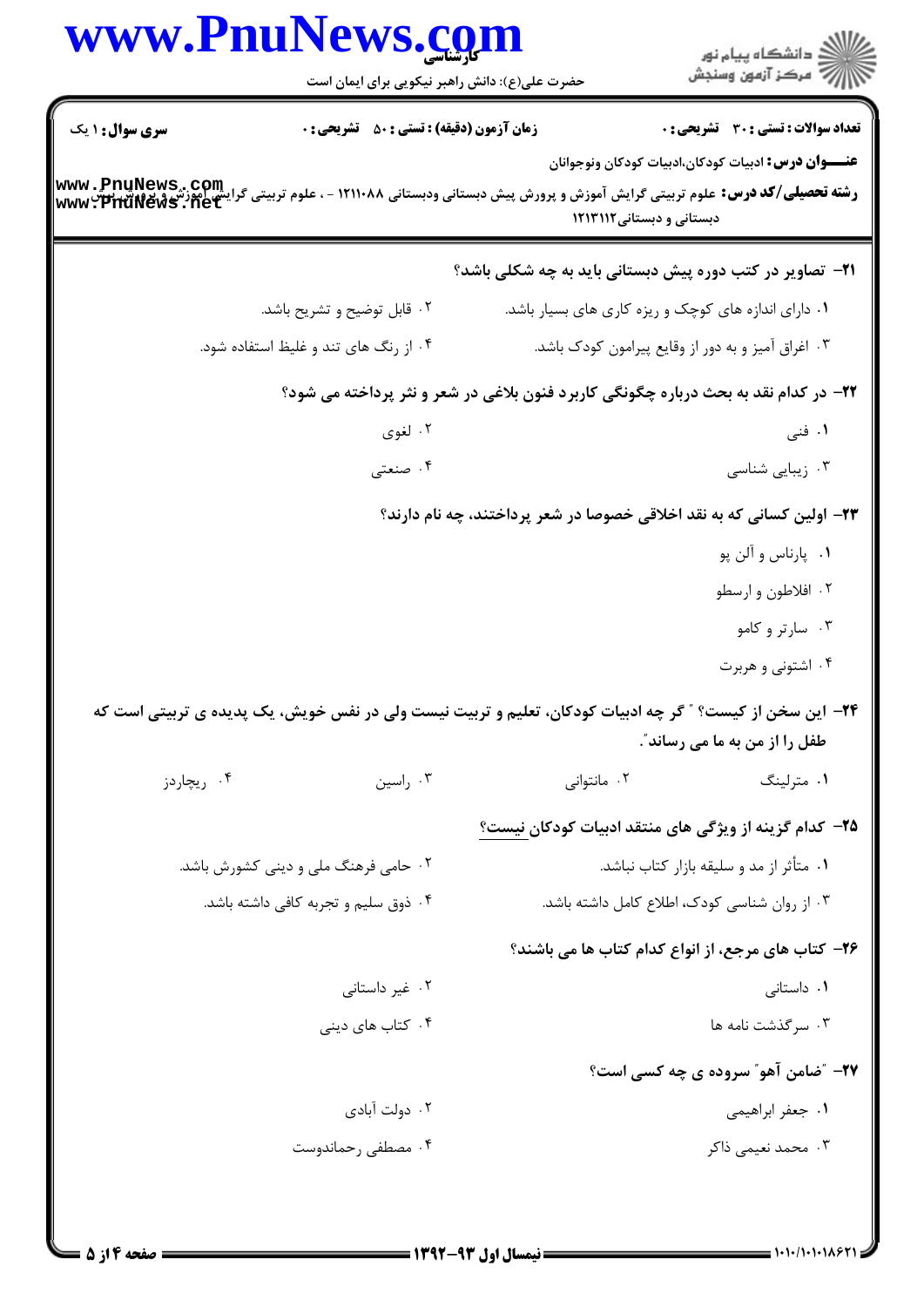**سری سوال:** ۱ یک | **زمان آزمون (دقیقه) : تستی :** ۵۰ **تشریحی :** ۰ | **تعداد سوالات : تستی :** ۳۰ **تشریحی :** ۰

**عنـــوان درس:** ادبیات کودکان،ادبیات کودکان ونوجوانان

**رشته تحصیلی/کد درس:** علوم تربیتی گرایش آموزش و پرورش پیش دبستانی ودبستانی ۱۲۱۱۰۸۸ - ، علوم تربیتی گرایش آموزش و پرورش پیش دبستانی و دبستانی۱۲۱۳۱۱۲

۲۱- تصاویر در کتب دوره پیش دبستانی باید به چه شکلی باشد؟

۱. دارای اندازه های کوچک و ریزه کاری های بسیار باشد.

۲. قابل توضیح و تشریح باشد.

۳. اغراق آمیز و به دور از وقایع پیرامون کودک باشد.

۴. از رنگ های تند و غلیظ استفاده شود.

۲۲- در کدام نقد به بحث درباره چگونگی کاربرد فنون بلاغی در شعر و نثر پرداخته می شود؟

۱. فنی

۲. لغوی

۳. زیبایی شناسی

۴. صنعتی

۲۳- اولین کسانی که به نقد اخلاقی خصوصا در شعر پرداختند، چه نام دارند؟

۱. پارناس و آلن پو

۲. افلاطون و ارسطو

۳. سارتر و کامو

۴. اشتونی و هربرت

۲۴- این سخن از کیست؟ " گر چه ادبیات کودکان، تعلیم و تربیت نیست ولی در نفس خویش، یک پدیده ی تربیتی است که طفل را از من به ما می رساند".

۱. مترلینگ

۲. مانتوانی

۳. راسین

۴. ریچاردز

۲۵- کدام گزینه از ویژگی های منتقد ادبیات کودکان نیست؟

۱. متأثر از مد و سلیقه بازار کتاب نباشد.

۲. حامی فرهنگ ملی و دینی کشورش باشد.

۳. از روان شناسی کودک، اطلاع کامل داشته باشد.

۴. ذوق سلیم و تجربه کافی داشته باشد.

۲۶- کتاب های مرجع، از انواع کدام کتاب ها می باشند؟

۱. داستانی

۲. غیر داستانی

۳. سرگذشت نامه ها

۴. کتاب های دینی

۲۷- "ضامن آهو" سروده ی چه کسی است؟

۱. جعفر ابراهیمی

۲. دولت آبادی

۳. محمد نعیمی ذاکر

۴. مصطفی رحماندوست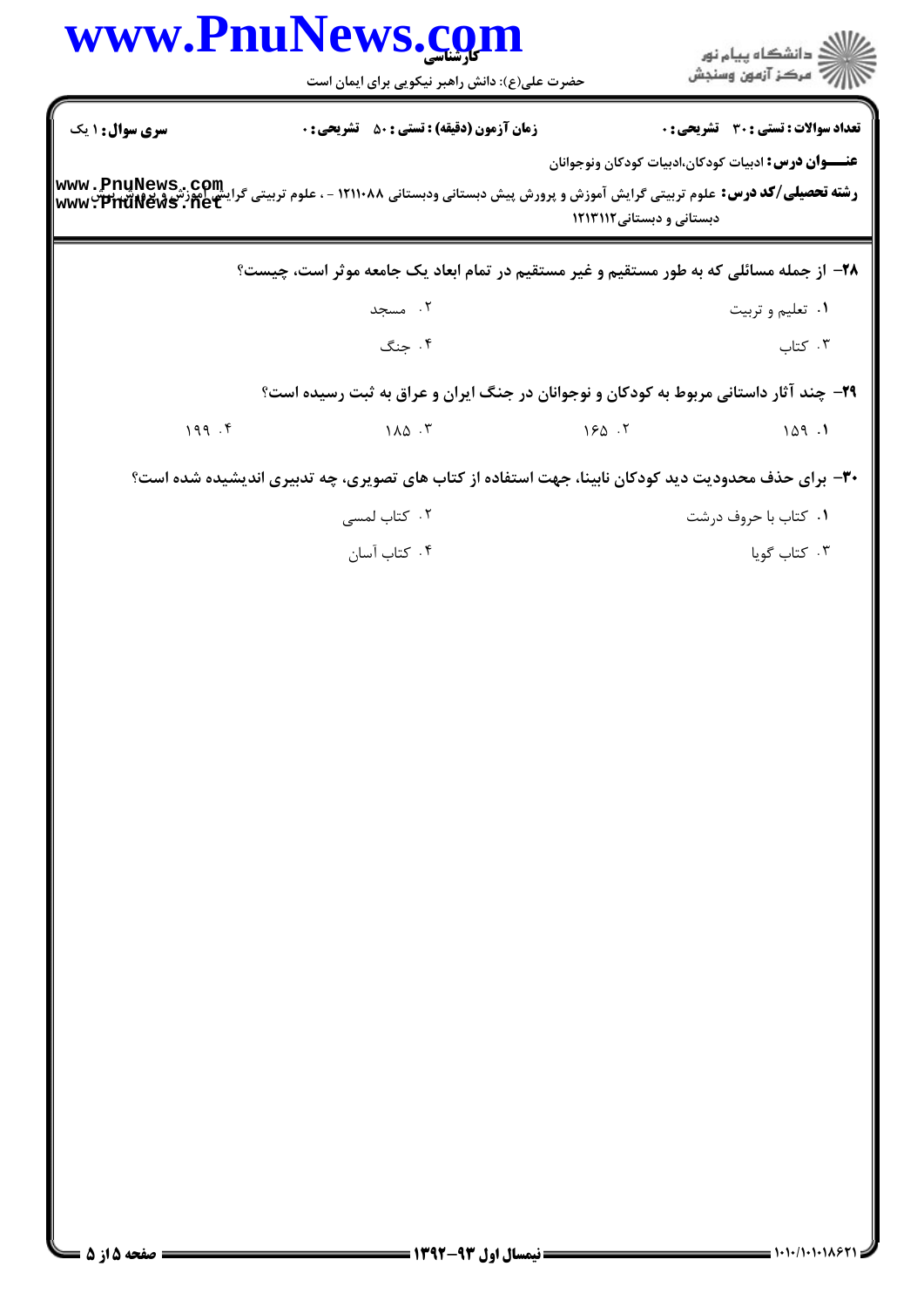**تعداد سوالات : تستی : ۳۰ تشریحی : ۰** | **زمان آزمون (دقیقه) : تستی : ۵۰ تشریحی : ۰** | **سری سوال : ۱ یک**

**عنـــوان درس:** ادبیات کودکان،ادبیات کودکان ونوجوانان

**رشته تحصیلی/کد درس:** علوم تربیتی گرایش آموزش و پرورش پیش دبستانی ودبستانی ۱۲۱۱۰۸۸ - ، علوم تربیتی گرایش آموزش و پرورش پیش دبستانی و دبستانی۱۲۱۳۱۱۲

---

**۲۸- از جمله مسائلی که به طور مستقیم و غیر مستقیم در تمام ابعاد یک جامعه موثر است، چیست؟**

۱. تعلیم و تربیت
۲. مسجد
۳. کتاب
۴. جنگ

**۲۹- چند آثار داستانی مربوط به کودکان و نوجوانان در جنگ ایران و عراق به ثبت رسیده است؟**

۱. ۱۵۹
۲. ۱۶۵
۳. ۱۸۵
۴. ۱۹۹

**۳۰- برای حذف محدودیت دید کودکان نابینا، جهت استفاده از کتاب های تصویری، چه تدبیری اندیشیده شده است؟**

۱. کتاب با حروف درشت
۲. کتاب لمسی
۳. کتاب گویا
۴. کتاب آسان